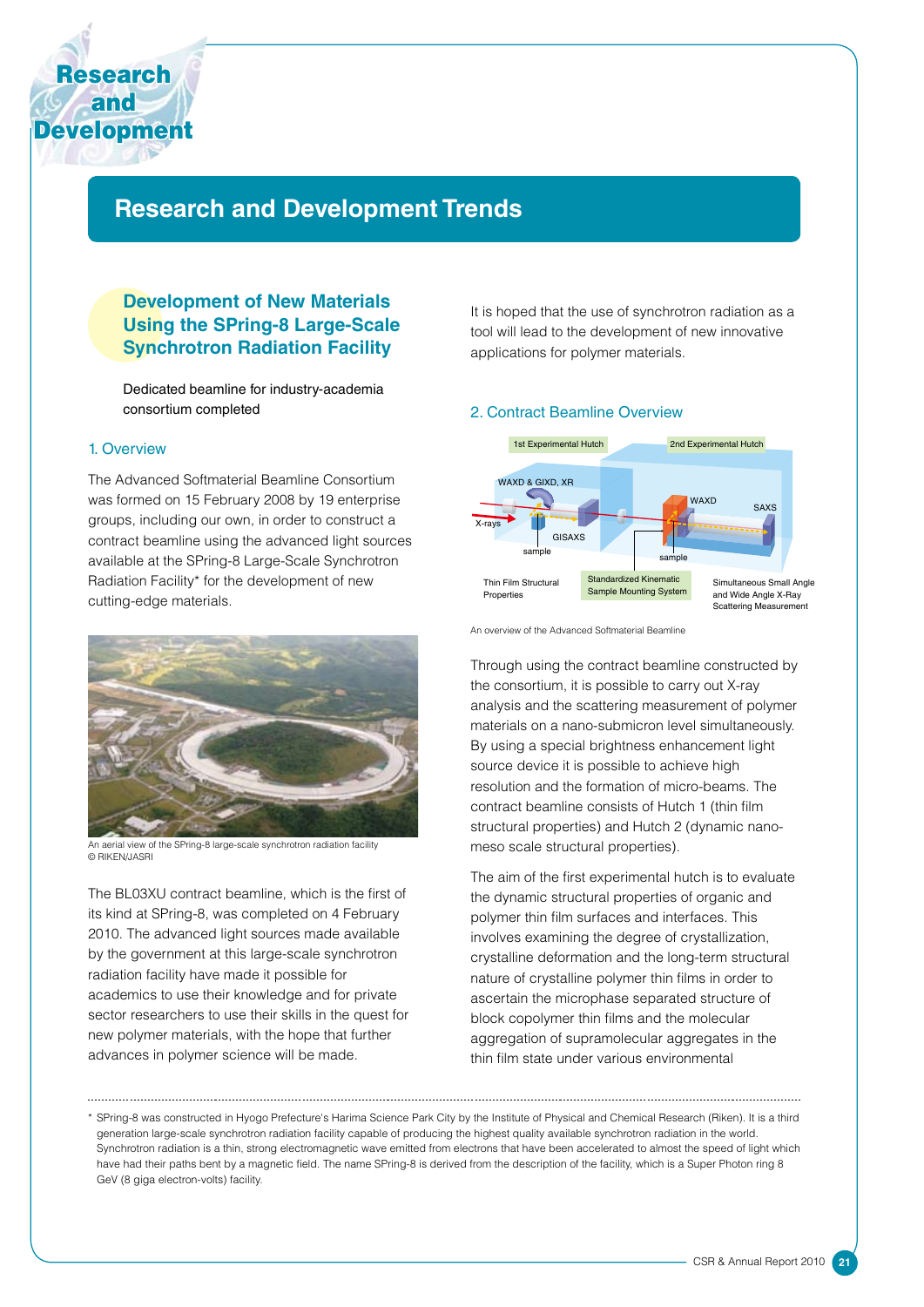# Research and Development

## Research and Development Trends

### Development of New Materials Using the SPring-8 Large-Scale Synchrotron Radiation Facility

Dedicated beamline for industry-academia consortium completed

#### 1. Overview

The Advanced Softmaterial Beamline Consortium was formed on 15 February 2008 by 19 enterprise groups, including our own, in order to construct a contract beamline using the advanced light sources available at the SPring-8 Large-Scale Synchrotron Radiation Facility* for the development of new cutting-edge materials.

An aerial view of the SPring-8 large-scale synchrotron radiation facility
© RIKEN/JASRI

The BL03XU contract beamline, which is the first of its kind at SPring-8, was completed on 4 February 2010. The advanced light sources made available by the government at this large-scale synchrotron radiation facility have made it possible for academics to use their knowledge and for private sector researchers to use their skills in the quest for new polymer materials, with the hope that further advances in polymer science will be made.

It is hoped that the use of synchrotron radiation as a tool will lead to the development of new innovative applications for polymer materials.

#### 2. Contract Beamline Overview

1st Experimental Hutch — WAXD & GIXD, XR — X-rays — sample — GISAXS — Thin Film Structural Properties

2nd Experimental Hutch — WAXD — SAXS — sample — Standardized Kinematic Sample Mounting System — Simultaneous Small Angle and Wide Angle X-Ray Scattering Measurement

An overview of the Advanced Softmaterial Beamline

Through using the contract beamline constructed by the consortium, it is possible to carry out X-ray analysis and the scattering measurement of polymer materials on a nano-submicron level simultaneously. By using a special brightness enhancement light source device it is possible to achieve high resolution and the formation of micro-beams. The contract beamline consists of Hutch 1 (thin film structural properties) and Hutch 2 (dynamic nano-meso scale structural properties).

The aim of the first experimental hutch is to evaluate the dynamic structural properties of organic and polymer thin film surfaces and interfaces. This involves examining the degree of crystallization, crystalline deformation and the long-term structural nature of crystalline polymer thin films in order to ascertain the microphase separated structure of block copolymer thin films and the molecular aggregation of supramolecular aggregates in the thin film state under various environmental

---

* SPring-8 was constructed in Hyogo Prefecture's Harima Science Park City by the Institute of Physical and Chemical Research (Riken). It is a third generation large-scale synchrotron radiation facility capable of producing the highest quality available synchrotron radiation in the world. Synchrotron radiation is a thin, strong electromagnetic wave emitted from electrons that have been accelerated to almost the speed of light which have had their paths bent by a magnetic field. The name SPring-8 is derived from the description of the facility, which is a Super Photon ring 8 GeV (8 giga electron-volts) facility.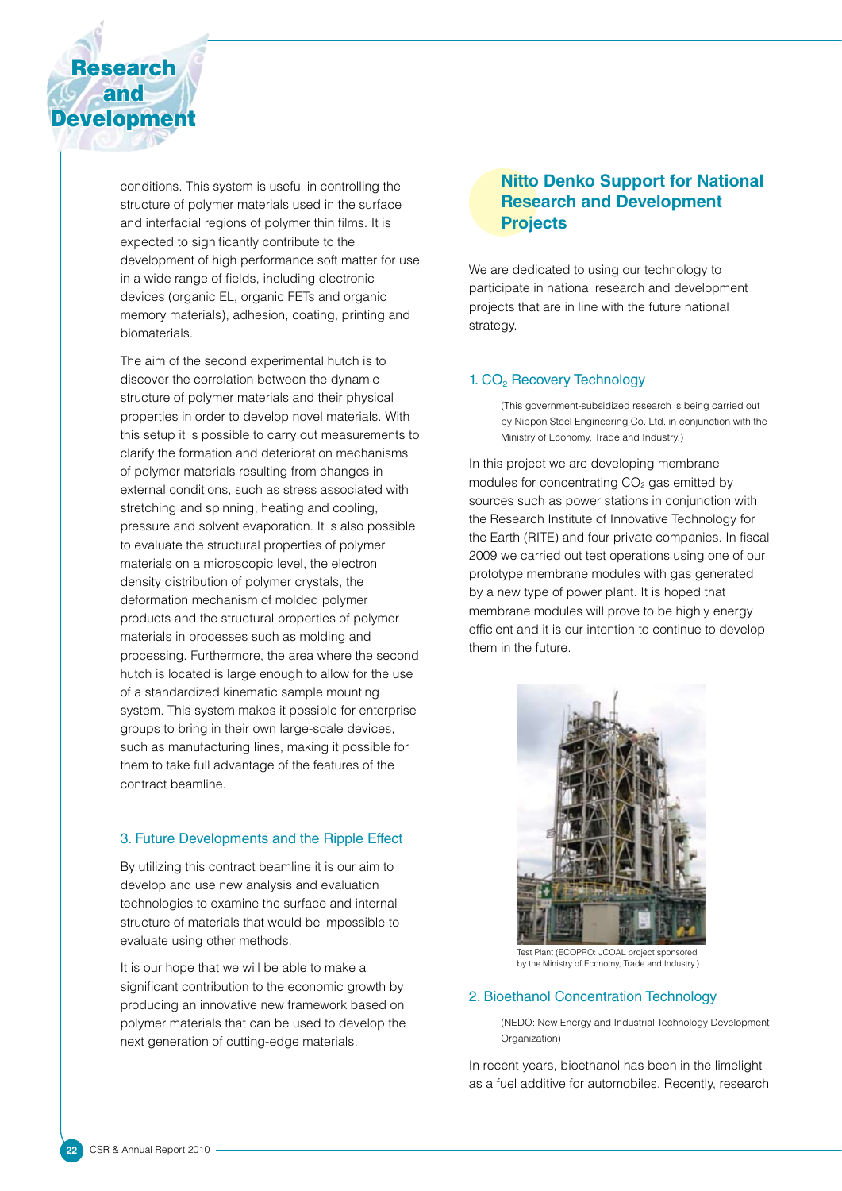conditions. This system is useful in controlling the structure of polymer materials used in the surface and interfacial regions of polymer thin films. It is expected to significantly contribute to the development of high performance soft matter for use in a wide range of fields, including electronic devices (organic EL, organic FETs and organic memory materials), adhesion, coating, printing and biomaterials.

The aim of the second experimental hutch is to discover the correlation between the dynamic structure of polymer materials and their physical properties in order to develop novel materials. With this setup it is possible to carry out measurements to clarify the formation and deterioration mechanisms of polymer materials resulting from changes in external conditions, such as stress associated with stretching and spinning, heating and cooling, pressure and solvent evaporation. It is also possible to evaluate the structural properties of polymer materials on a microscopic level, the electron density distribution of polymer crystals, the deformation mechanism of molded polymer products and the structural properties of polymer materials in processes such as molding and processing. Furthermore, the area where the second hutch is located is large enough to allow for the use of a standardized kinematic sample mounting system. This system makes it possible for enterprise groups to bring in their own large-scale devices, such as manufacturing lines, making it possible for them to take full advantage of the features of the contract beamline.

### 3. Future Developments and the Ripple Effect

By utilizing this contract beamline it is our aim to develop and use new analysis and evaluation technologies to examine the surface and internal structure of materials that would be impossible to evaluate using other methods.

It is our hope that we will be able to make a significant contribution to the economic growth by producing an innovative new framework based on polymer materials that can be used to develop the next generation of cutting-edge materials.

## Nitto Denko Support for National Research and Development Projects

We are dedicated to using our technology to participate in national research and development projects that are in line with the future national strategy.

### 1. $CO_2$ Recovery Technology

(This government-subsidized research is being carried out by Nippon Steel Engineering Co. Ltd. in conjunction with the Ministry of Economy, Trade and Industry.)

In this project we are developing membrane modules for concentrating $CO_2$ gas emitted by sources such as power stations in conjunction with the Research Institute of Innovative Technology for the Earth (RITE) and four private companies. In fiscal 2009 we carried out test operations using one of our prototype membrane modules with gas generated by a new type of power plant. It is hoped that membrane modules will prove to be highly energy efficient and it is our intention to continue to develop them in the future.

Test Plant (ECOPRO: JCOAL project sponsored by the Ministry of Economy, Trade and Industry.)

### 2. Bioethanol Concentration Technology

(NEDO: New Energy and Industrial Technology Development Organization)

In recent years, bioethanol has been in the limelight as a fuel additive for automobiles. Recently, research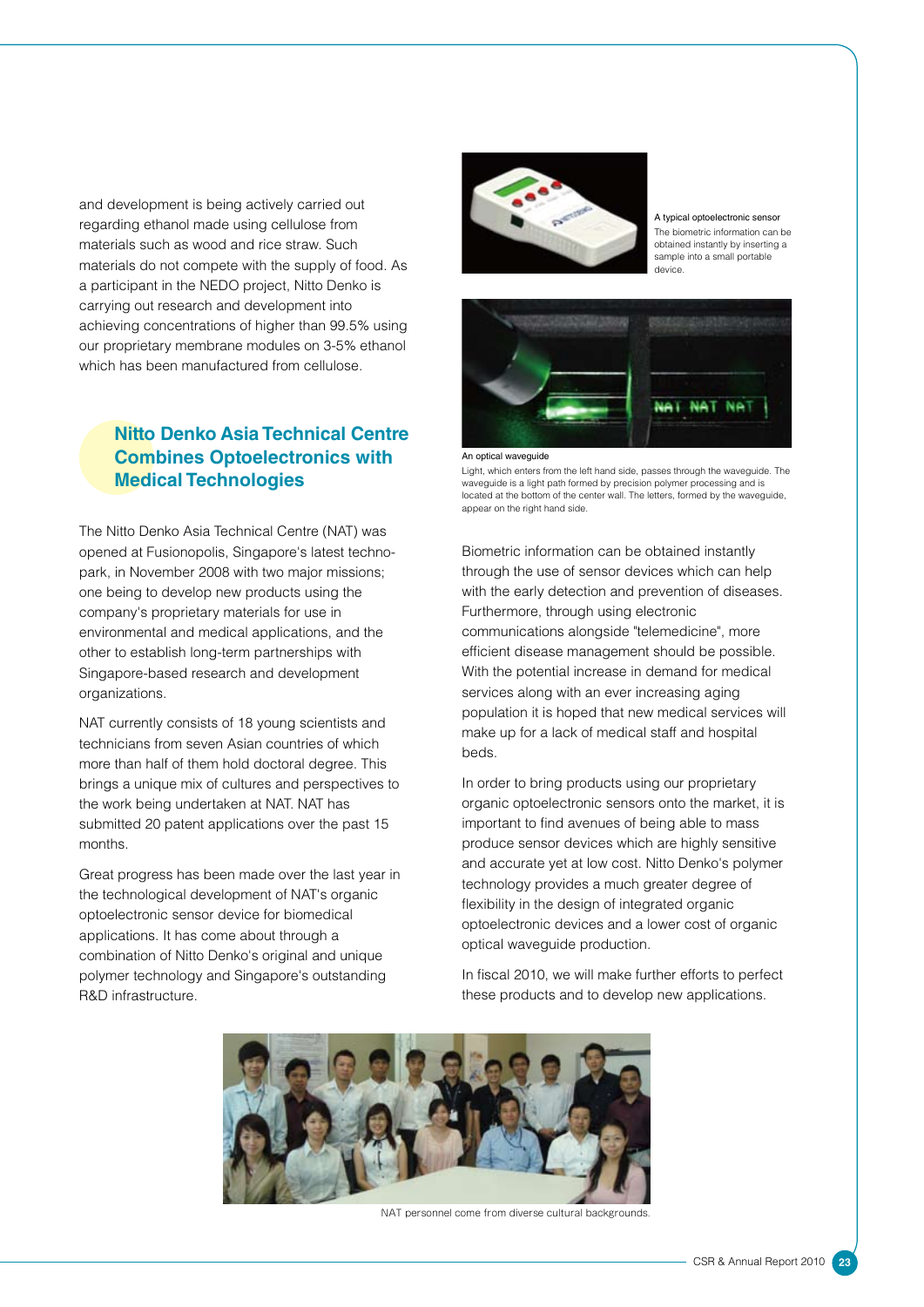and development is being actively carried out regarding ethanol made using cellulose from materials such as wood and rice straw. Such materials do not compete with the supply of food. As a participant in the NEDO project, Nitto Denko is carrying out research and development into achieving concentrations of higher than 99.5% using our proprietary membrane modules on 3-5% ethanol which has been manufactured from cellulose.

## Nitto Denko Asia Technical Centre Combines Optoelectronics with Medical Technologies

The Nitto Denko Asia Technical Centre (NAT) was opened at Fusionopolis, Singapore's latest techno-park, in November 2008 with two major missions; one being to develop new products using the company's proprietary materials for use in environmental and medical applications, and the other to establish long-term partnerships with Singapore-based research and development organizations.

NAT currently consists of 18 young scientists and technicians from seven Asian countries of which more than half of them hold doctoral degree. This brings a unique mix of cultures and perspectives to the work being undertaken at NAT. NAT has submitted 20 patent applications over the past 15 months.

Great progress has been made over the last year in the technological development of NAT's organic optoelectronic sensor device for biomedical applications. It has come about through a combination of Nitto Denko's original and unique polymer technology and Singapore's outstanding R&D infrastructure.

A typical optoelectronic sensor
The biometric information can be obtained instantly by inserting a sample into a small portable device.

An optical waveguide
Light, which enters from the left hand side, passes through the waveguide. The waveguide is a light path formed by precision polymer processing and is located at the bottom of the center wall. The letters, formed by the waveguide, appear on the right hand side.

Biometric information can be obtained instantly through the use of sensor devices which can help with the early detection and prevention of diseases. Furthermore, through using electronic communications alongside "telemedicine", more efficient disease management should be possible. With the potential increase in demand for medical services along with an ever increasing aging population it is hoped that new medical services will make up for a lack of medical staff and hospital beds.

In order to bring products using our proprietary organic optoelectronic sensors onto the market, it is important to find avenues of being able to mass produce sensor devices which are highly sensitive and accurate yet at low cost. Nitto Denko's polymer technology provides a much greater degree of flexibility in the design of integrated organic optoelectronic devices and a lower cost of organic optical waveguide production.

In fiscal 2010, we will make further efforts to perfect these products and to develop new applications.

NAT personnel come from diverse cultural backgrounds.